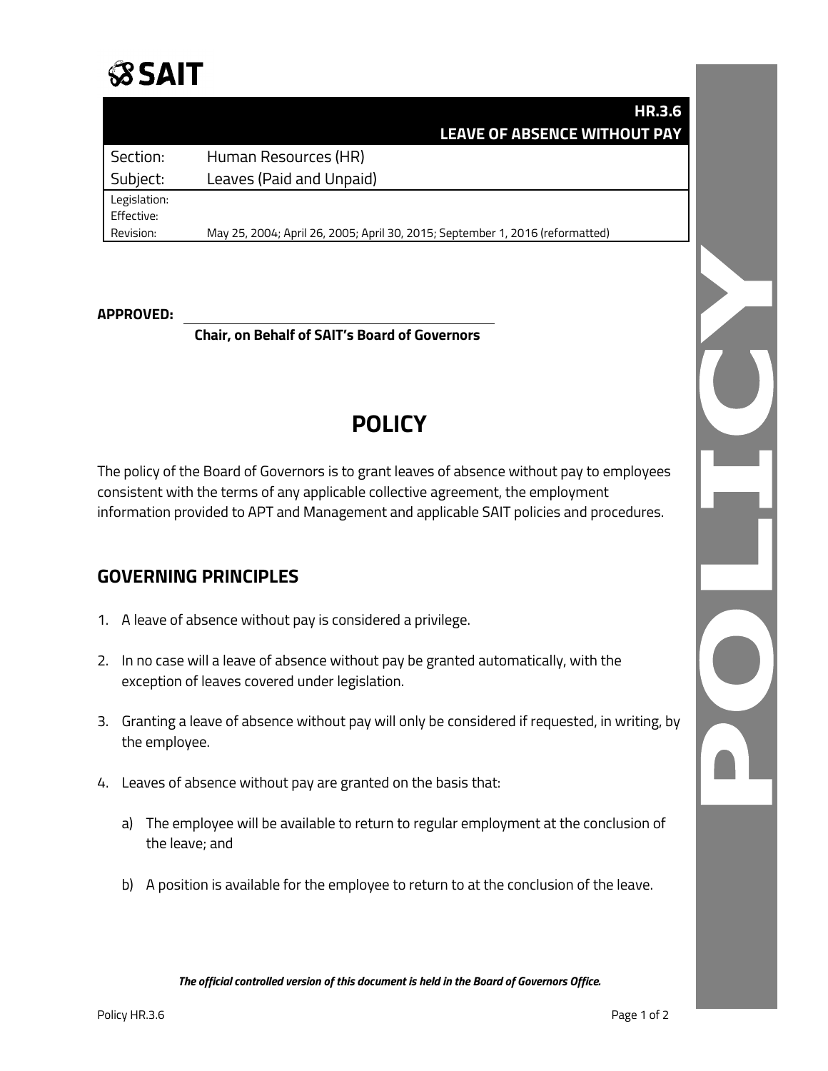SAIT

| | HR.3.6 LEAVE OF ABSENCE WITHOUT PAY |
|---|---|
| Section: | Human Resources (HR) |
| Subject: | Leaves (Paid and Unpaid) |
| Legislation: | |
| Effective: | |
| Revision: | May 25, 2004; April 26, 2005; April 30, 2015; September 1, 2016 (reformatted) |

**APPROVED:** ______________________________

**Chair, on Behalf of SAIT's Board of Governors**

# POLICY

The policy of the Board of Governors is to grant leaves of absence without pay to employees consistent with the terms of any applicable collective agreement, the employment information provided to APT and Management and applicable SAIT policies and procedures.

## GOVERNING PRINCIPLES

1. A leave of absence without pay is considered a privilege.

2. In no case will a leave of absence without pay be granted automatically, with the exception of leaves covered under legislation.

3. Granting a leave of absence without pay will only be considered if requested, in writing, by the employee.

4. Leaves of absence without pay are granted on the basis that:

   a) The employee will be available to return to regular employment at the conclusion of the leave; and

   b) A position is available for the employee to return to at the conclusion of the leave.

***The official controlled version of this document is held in the Board of Governors Office.***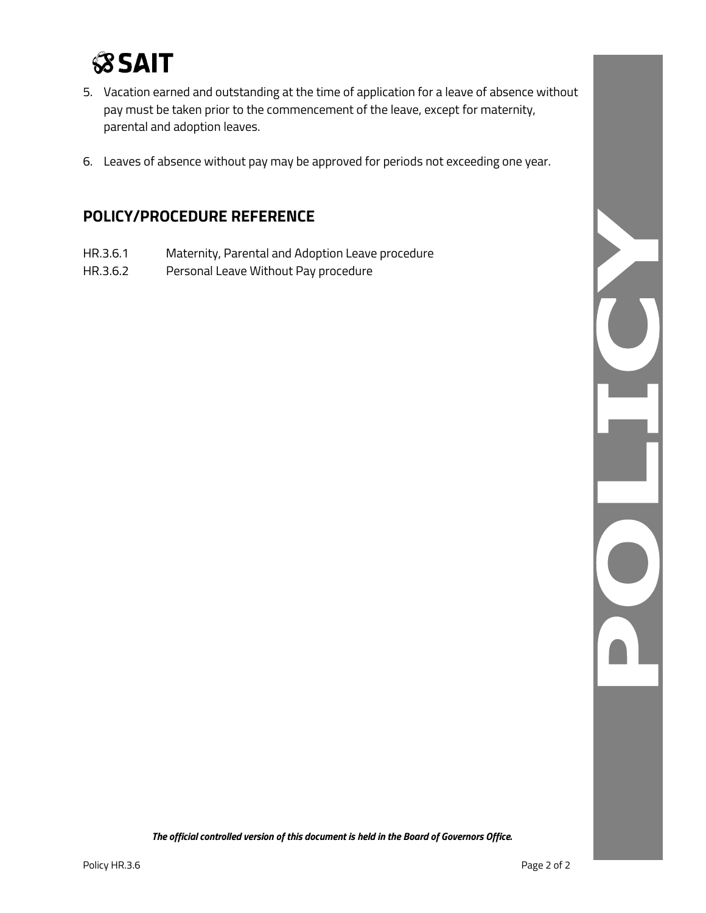5. Vacation earned and outstanding at the time of application for a leave of absence without pay must be taken prior to the commencement of the leave, except for maternity, parental and adoption leaves.

6. Leaves of absence without pay may be approved for periods not exceeding one year.

## POLICY/PROCEDURE REFERENCE

| | |
|---|---|
| HR.3.6.1 | Maternity, Parental and Adoption Leave procedure |
| HR.3.6.2 | Personal Leave Without Pay procedure |

***The official controlled version of this document is held in the Board of Governors Office.***